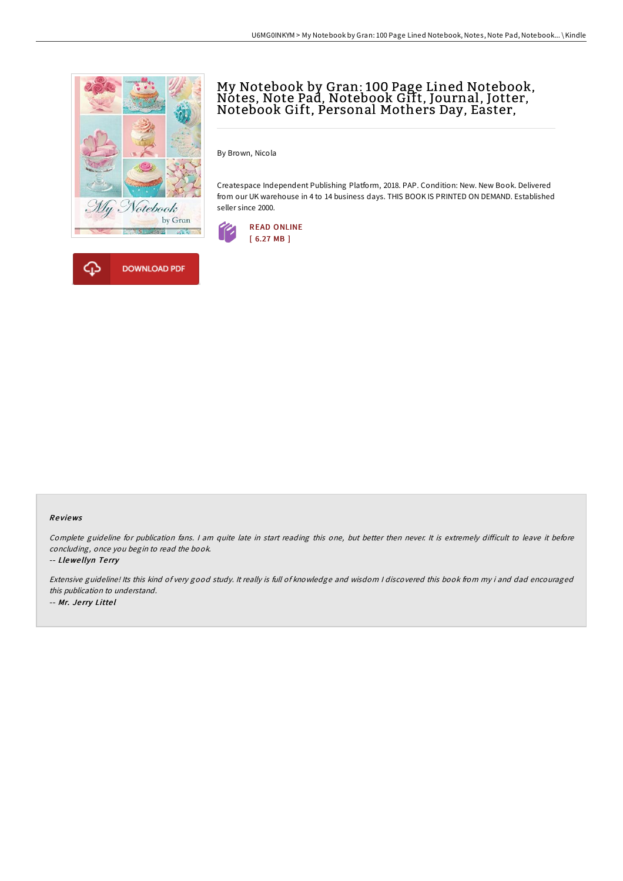# My Notebook by Gran: 100 Page Lined Notebook, Notes, Note Pad, Notebook Gift, Journal, Jotter, Notebook Gift, Personal Mothers Day, Easter,

By Brown, Nicola

Createspace Independent Publishing Platform, 2018. PAP. Condition: New. New Book. Delivered from our UK warehouse in 4 to 14 business days. THIS BOOK IS PRINTED ON DEMAND. Established seller since 2000.

READ ONLINE
[ 6.27 MB ]

DOWNLOAD PDF

### Reviews

*Complete guideline for publication fans. I am quite late in start reading this one, but better then never. It is extremely difficult to leave it before concluding, once you begin to read the book.*

-- ***Llewellyn Terry***

*Extensive guideline! Its this kind of very good study. It really is full of knowledge and wisdom I discovered this book from my i and dad encouraged this publication to understand.*

-- ***Mr. Jerry Littel***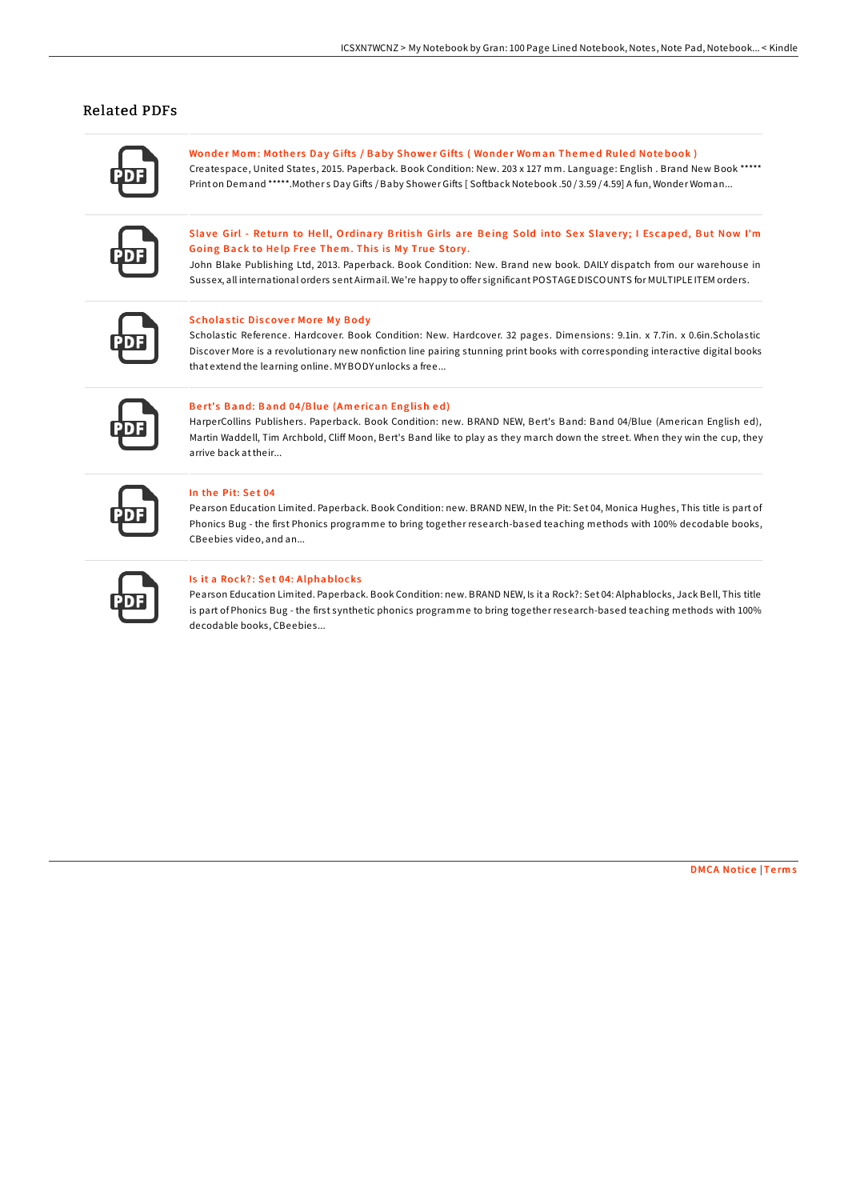## Related PDFs

**Wonder Mom: Mothers Day Gifts / Baby Shower Gifts ( Wonder Woman Themed Ruled Notebook )**

Createspace, United States, 2015. Paperback. Book Condition: New. 203 x 127 mm. Language: English . Brand New Book ***** Print on Demand *****.Mother s Day Gifts / Baby Shower Gifts [ Softback Notebook .50 / 3.59 / 4.59] A fun, Wonder Woman...

**Slave Girl - Return to Hell, Ordinary British Girls are Being Sold into Sex Slavery; I Escaped, But Now I'm Going Back to Help Free Them. This is My True Story.**

John Blake Publishing Ltd, 2013. Paperback. Book Condition: New. Brand new book. DAILY dispatch from our warehouse in Sussex, all international orders sent Airmail. We're happy to offer significant POSTAGE DISCOUNTS for MULTIPLE ITEM orders.

**Scholastic Discover More My Body**

Scholastic Reference. Hardcover. Book Condition: New. Hardcover. 32 pages. Dimensions: 9.1in. x 7.7in. x 0.6in.Scholastic Discover More is a revolutionary new nonfiction line pairing stunning print books with corresponding interactive digital books that extend the learning online. MY BODY unlocks a free...

**Bert's Band: Band 04/Blue (American English ed)**

HarperCollins Publishers. Paperback. Book Condition: new. BRAND NEW, Bert's Band: Band 04/Blue (American English ed), Martin Waddell, Tim Archbold, Cliff Moon, Bert's Band like to play as they march down the street. When they win the cup, they arrive back at their...

**In the Pit: Set 04**

Pearson Education Limited. Paperback. Book Condition: new. BRAND NEW, In the Pit: Set 04, Monica Hughes, This title is part of Phonics Bug - the first Phonics programme to bring together research-based teaching methods with 100% decodable books, CBeebies video, and an...

**Is it a Rock?: Set 04: Alphablocks**

Pearson Education Limited. Paperback. Book Condition: new. BRAND NEW, Is it a Rock?: Set 04: Alphablocks, Jack Bell, This title is part of Phonics Bug - the first synthetic phonics programme to bring together research-based teaching methods with 100% decodable books, CBeebies...